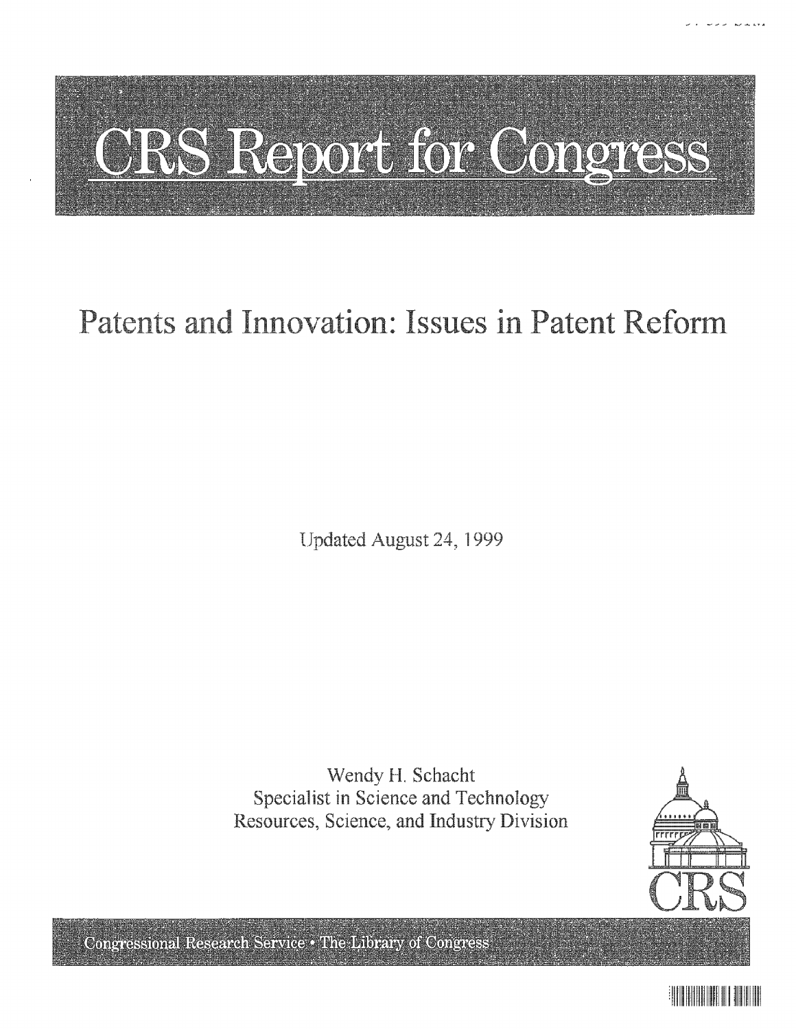# CRS Report for Congress

## Patents and Innovation: Issues in Patent Reform

Updated August 24, 1999

Wendy H. Schacht
Specialist in Science and Technology
Resources, Science, and Industry Division

Congressional Research Service • The Library of Congress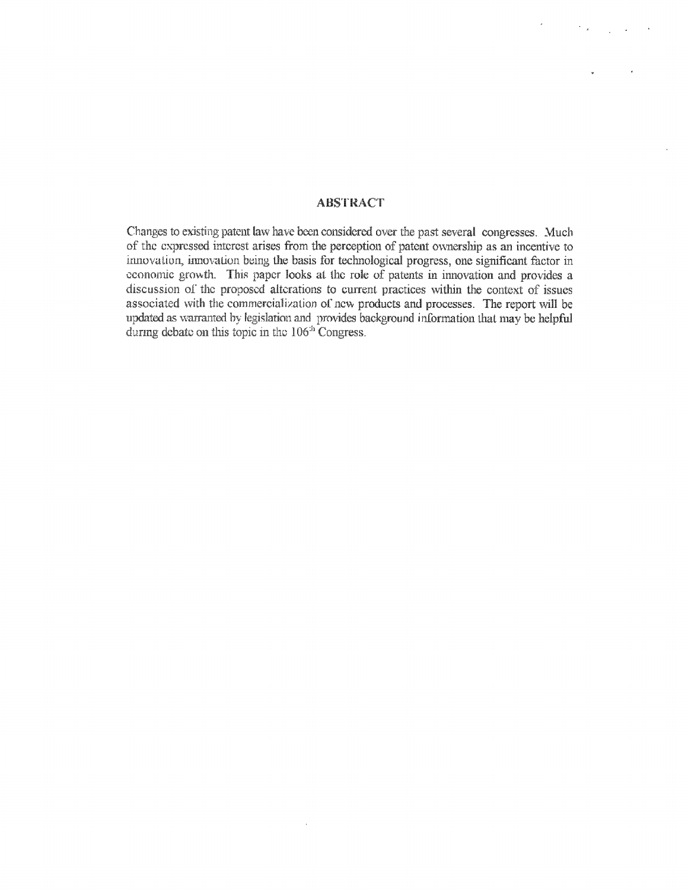## ABSTRACT

Changes to existing patent law have been considered over the past several congresses. Much of the expressed interest arises from the perception of patent ownership as an incentive to innovation, innovation being the basis for technological progress, one significant factor in economic growth. This paper looks at the role of patents in innovation and provides a discussion of the proposed alterations to current practices within the context of issues associated with the commercialization of new products and processes. The report will be updated as warranted by legislation and provides background information that may be helpful during debate on this topic in the 106th Congress.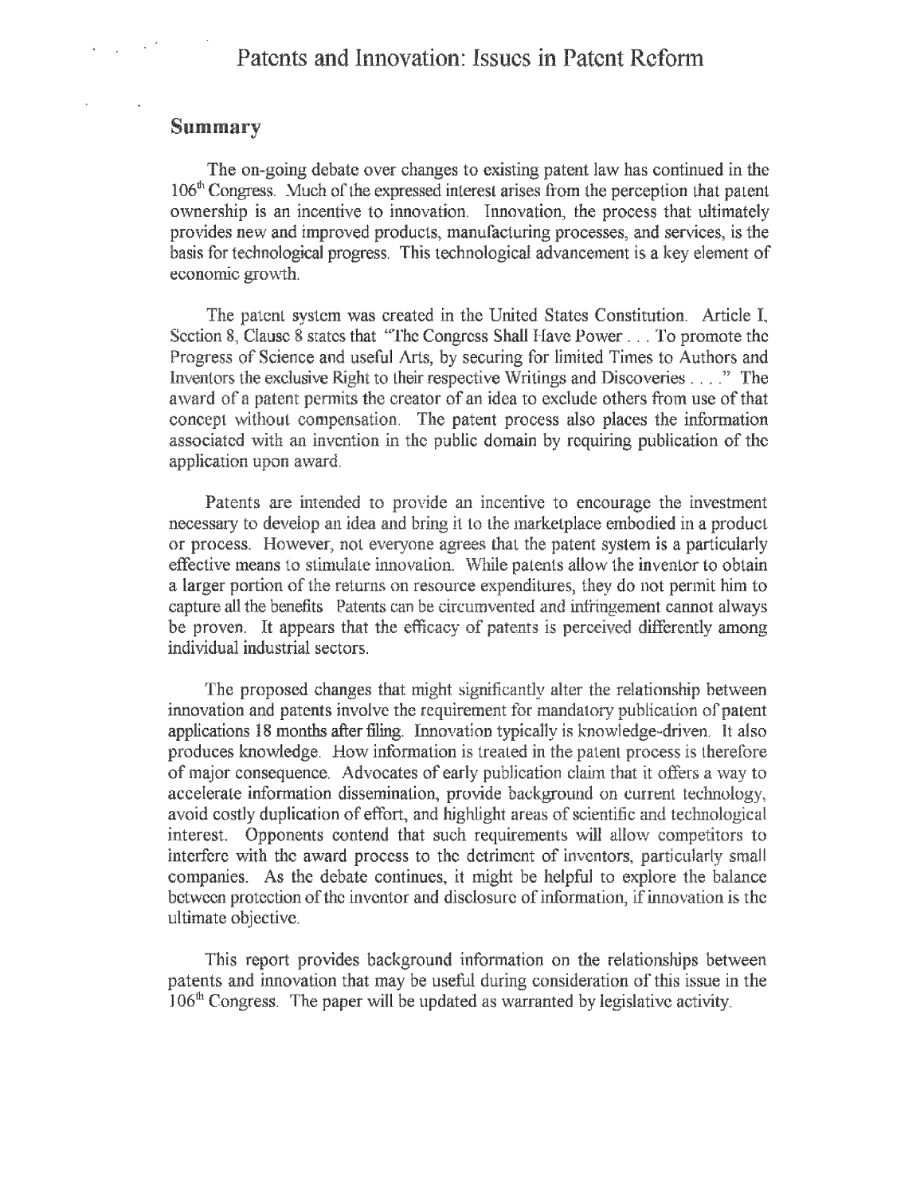# Patents and Innovation: Issues in Patent Reform

## Summary

The on-going debate over changes to existing patent law has continued in the 106th Congress. Much of the expressed interest arises from the perception that patent ownership is an incentive to innovation. Innovation, the process that ultimately provides new and improved products, manufacturing processes, and services, is the basis for technological progress. This technological advancement is a key element of economic growth.

The patent system was created in the United States Constitution. Article I, Section 8, Clause 8 states that "The Congress Shall Have Power . . . To promote the Progress of Science and useful Arts, by securing for limited Times to Authors and Inventors the exclusive Right to their respective Writings and Discoveries . . . ." The award of a patent permits the creator of an idea to exclude others from use of that concept without compensation. The patent process also places the information associated with an invention in the public domain by requiring publication of the application upon award.

Patents are intended to provide an incentive to encourage the investment necessary to develop an idea and bring it to the marketplace embodied in a product or process. However, not everyone agrees that the patent system is a particularly effective means to stimulate innovation. While patents allow the inventor to obtain a larger portion of the returns on resource expenditures, they do not permit him to capture all the benefits Patents can be circumvented and infringement cannot always be proven. It appears that the efficacy of patents is perceived differently among individual industrial sectors.

The proposed changes that might significantly alter the relationship between innovation and patents involve the requirement for mandatory publication of patent applications 18 months after filing. Innovation typically is knowledge-driven. It also produces knowledge. How information is treated in the patent process is therefore of major consequence. Advocates of early publication claim that it offers a way to accelerate information dissemination, provide background on current technology, avoid costly duplication of effort, and highlight areas of scientific and technological interest. Opponents contend that such requirements will allow competitors to interfere with the award process to the detriment of inventors, particularly small companies. As the debate continues, it might be helpful to explore the balance between protection of the inventor and disclosure of information, if innovation is the ultimate objective.

This report provides background information on the relationships between patents and innovation that may be useful during consideration of this issue in the 106th Congress. The paper will be updated as warranted by legislative activity.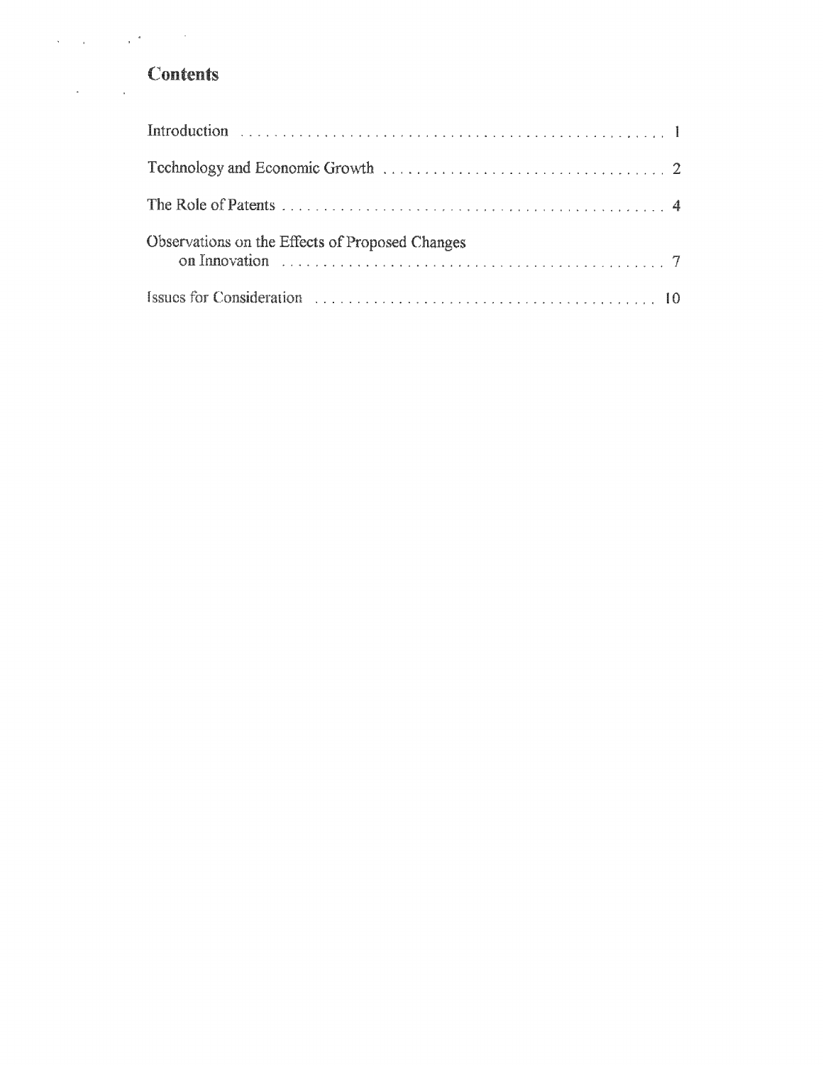## Contents

Introduction ..... 1

Technology and Economic Growth ..... 2

The Role of Patents ..... 4

Observations on the Effects of Proposed Changes on Innovation ..... 7

Issues for Consideration ..... 10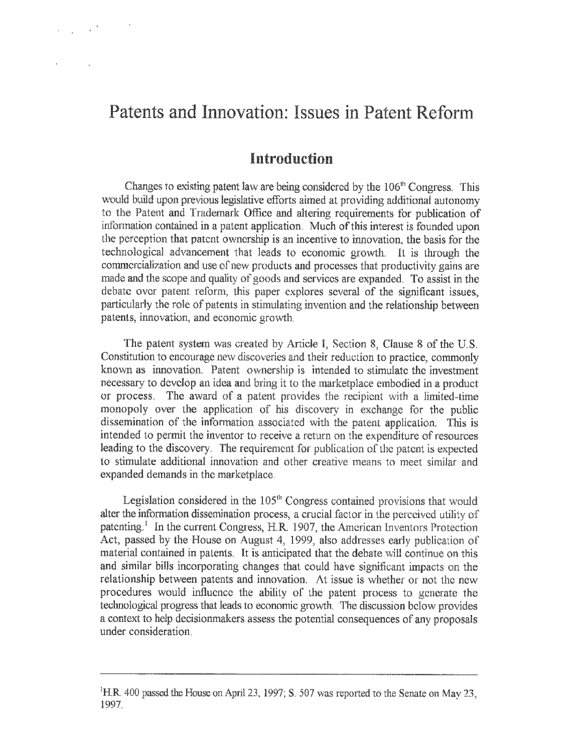# Patents and Innovation: Issues in Patent Reform

## Introduction

Changes to existing patent law are being considered by the 106th Congress. This would build upon previous legislative efforts aimed at providing additional autonomy to the Patent and Trademark Office and altering requirements for publication of information contained in a patent application. Much of this interest is founded upon the perception that patent ownership is an incentive to innovation, the basis for the technological advancement that leads to economic growth. It is through the commercialization and use of new products and processes that productivity gains are made and the scope and quality of goods and services are expanded. To assist in the debate over patent reform, this paper explores several of the significant issues, particularly the role of patents in stimulating invention and the relationship between patents, innovation, and economic growth.

The patent system was created by Article I, Section 8, Clause 8 of the U.S. Constitution to encourage new discoveries and their reduction to practice, commonly known as innovation. Patent ownership is intended to stimulate the investment necessary to develop an idea and bring it to the marketplace embodied in a product or process. The award of a patent provides the recipient with a limited-time monopoly over the application of his discovery in exchange for the public dissemination of the information associated with the patent application. This is intended to permit the inventor to receive a return on the expenditure of resources leading to the discovery. The requirement for publication of the patent is expected to stimulate additional innovation and other creative means to meet similar and expanded demands in the marketplace.

Legislation considered in the 105th Congress contained provisions that would alter the information dissemination process, a crucial factor in the perceived utility of patenting.[1] In the current Congress, H.R. 1907, the American Inventors Protection Act, passed by the House on August 4, 1999, also addresses early publication of material contained in patents. It is anticipated that the debate will continue on this and similar bills incorporating changes that could have significant impacts on the relationship between patents and innovation. At issue is whether or not the new procedures would influence the ability of the patent process to generate the technological progress that leads to economic growth. The discussion below provides a context to help decisionmakers assess the potential consequences of any proposals under consideration.

---

[1] H.R. 400 passed the House on April 23, 1997; S. 507 was reported to the Senate on May 23, 1997.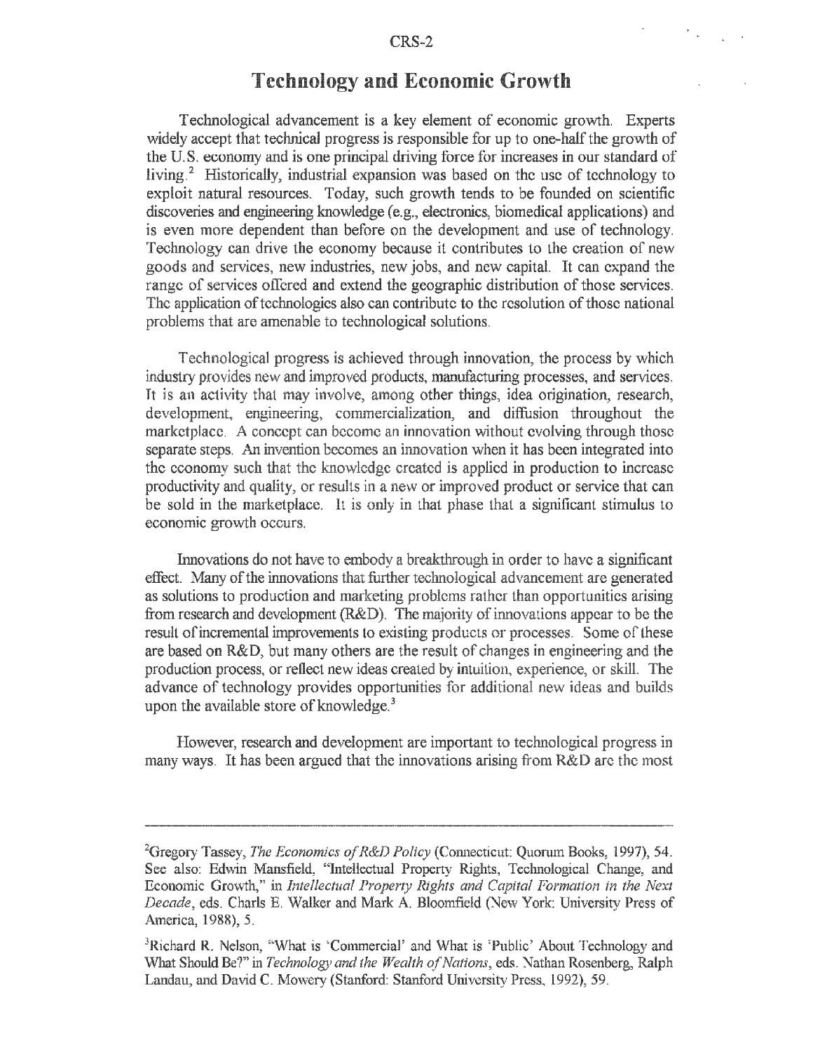## Technology and Economic Growth

Technological advancement is a key element of economic growth. Experts widely accept that technical progress is responsible for up to one-half the growth of the U.S. economy and is one principal driving force for increases in our standard of living.[2] Historically, industrial expansion was based on the use of technology to exploit natural resources. Today, such growth tends to be founded on scientific discoveries and engineering knowledge (e.g., electronics, biomedical applications) and is even more dependent than before on the development and use of technology. Technology can drive the economy because it contributes to the creation of new goods and services, new industries, new jobs, and new capital. It can expand the range of services offered and extend the geographic distribution of those services. The application of technologies also can contribute to the resolution of those national problems that are amenable to technological solutions.

Technological progress is achieved through innovation, the process by which industry provides new and improved products, manufacturing processes, and services. It is an activity that may involve, among other things, idea origination, research, development, engineering, commercialization, and diffusion throughout the marketplace. A concept can become an innovation without evolving through those separate steps. An invention becomes an innovation when it has been integrated into the economy such that the knowledge created is applied in production to increase productivity and quality, or results in a new or improved product or service that can be sold in the marketplace. It is only in that phase that a significant stimulus to economic growth occurs.

Innovations do not have to embody a breakthrough in order to have a significant effect. Many of the innovations that further technological advancement are generated as solutions to production and marketing problems rather than opportunities arising from research and development (R&D). The majority of innovations appear to be the result of incremental improvements to existing products or processes. Some of these are based on R&D, but many others are the result of changes in engineering and the production process, or reflect new ideas created by intuition, experience, or skill. The advance of technology provides opportunities for additional new ideas and builds upon the available store of knowledge.[3]

However, research and development are important to technological progress in many ways. It has been argued that the innovations arising from R&D are the most

---

[2]Gregory Tassey, *The Economics of R&D Policy* (Connecticut: Quorum Books, 1997), 54. See also: Edwin Mansfield, "Intellectual Property Rights, Technological Change, and Economic Growth," in *Intellectual Property Rights and Capital Formation in the Next Decade*, eds. Charls E. Walker and Mark A. Bloomfield (New York: University Press of America, 1988), 5.

[3]Richard R. Nelson, "What is 'Commercial' and What is 'Public' About Technology and What Should Be?" in *Technology and the Wealth of Nations*, eds. Nathan Rosenberg, Ralph Landau, and David C. Mowery (Stanford: Stanford University Press, 1992), 59.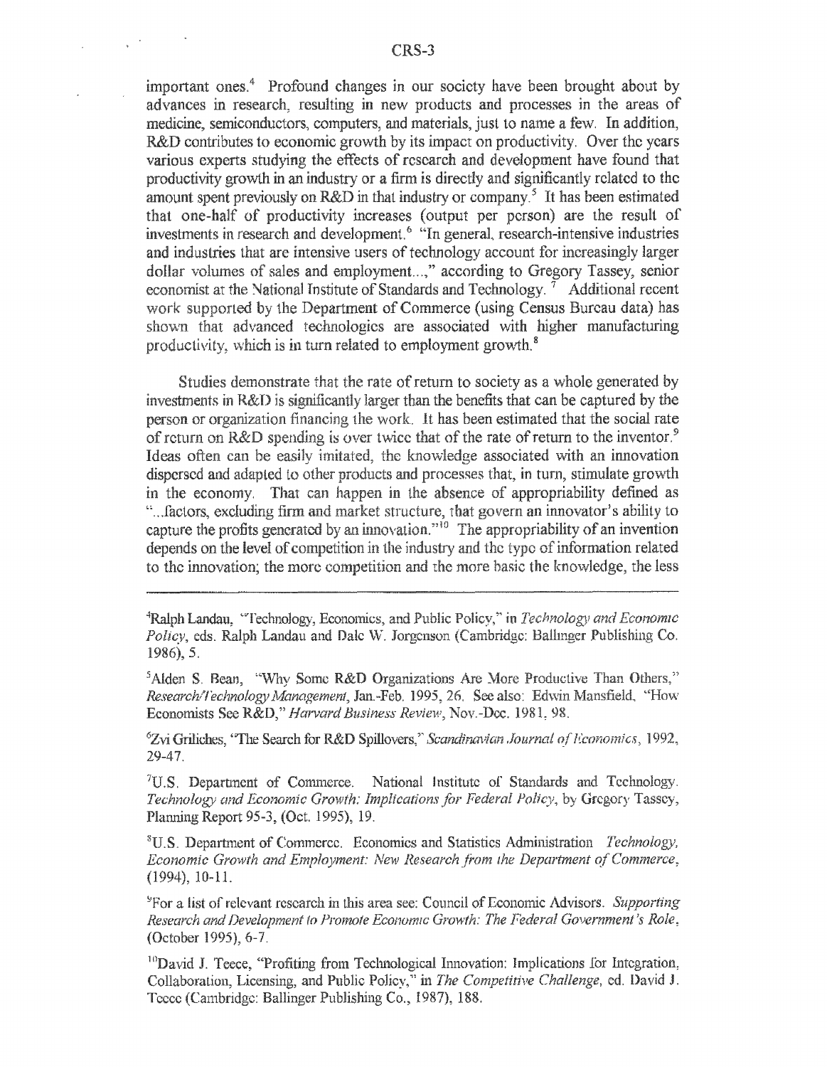important ones.[4] Profound changes in our society have been brought about by advances in research, resulting in new products and processes in the areas of medicine, semiconductors, computers, and materials, just to name a few. In addition, R&D contributes to economic growth by its impact on productivity. Over the years various experts studying the effects of research and development have found that productivity growth in an industry or a firm is directly and significantly related to the amount spent previously on R&D in that industry or company.[5] It has been estimated that one-half of productivity increases (output per person) are the result of investments in research and development.[6] "In general, research-intensive industries and industries that are intensive users of technology account for increasingly larger dollar volumes of sales and employment...," according to Gregory Tassey, senior economist at the National Institute of Standards and Technology.[7] Additional recent work supported by the Department of Commerce (using Census Bureau data) has shown that advanced technologies are associated with higher manufacturing productivity, which is in turn related to employment growth.[8]

Studies demonstrate that the rate of return to society as a whole generated by investments in R&D is significantly larger than the benefits that can be captured by the person or organization financing the work. It has been estimated that the social rate of return on R&D spending is over twice that of the rate of return to the inventor.[9] Ideas often can be easily imitated, the knowledge associated with an innovation dispersed and adapted to other products and processes that, in turn, stimulate growth in the economy. That can happen in the absence of appropriability defined as "...factors, excluding firm and market structure, that govern an innovator's ability to capture the profits generated by an innovation."[10] The appropriability of an invention depends on the level of competition in the industry and the type of information related to the innovation; the more competition and the more basic the knowledge, the less

---

[4]Ralph Landau, "Technology, Economics, and Public Policy," in *Technology and Economic Policy*, eds. Ralph Landau and Dale W. Jorgenson (Cambridge: Ballinger Publishing Co. 1986), 5.

[5]Alden S. Bean, "Why Some R&D Organizations Are More Productive Than Others," *Research/Technology Management*, Jan.-Feb. 1995, 26. See also: Edwin Mansfield, "How Economists See R&D," *Harvard Business Review*, Nov.-Dec. 1981, 98.

[6]Zvi Griliches, "The Search for R&D Spillovers," *Scandinavian Journal of Economics*, 1992, 29-47.

[7]U.S. Department of Commerce. National Institute of Standards and Technology. *Technology and Economic Growth: Implications for Federal Policy*, by Gregory Tassey, Planning Report 95-3, (Oct. 1995), 19.

[8]U.S. Department of Commerce. Economics and Statistics Administration *Technology, Economic Growth and Employment: New Research from the Department of Commerce*, (1994), 10-11.

[9]For a list of relevant research in this area see: Council of Economic Advisors. *Supporting Research and Development to Promote Economic Growth: The Federal Government's Role*, (October 1995), 6-7.

[10]David J. Teece, "Profiting from Technological Innovation: Implications for Integration, Collaboration, Licensing, and Public Policy," in *The Competitive Challenge*, ed. David J. Teece (Cambridge: Ballinger Publishing Co., 1987), 188.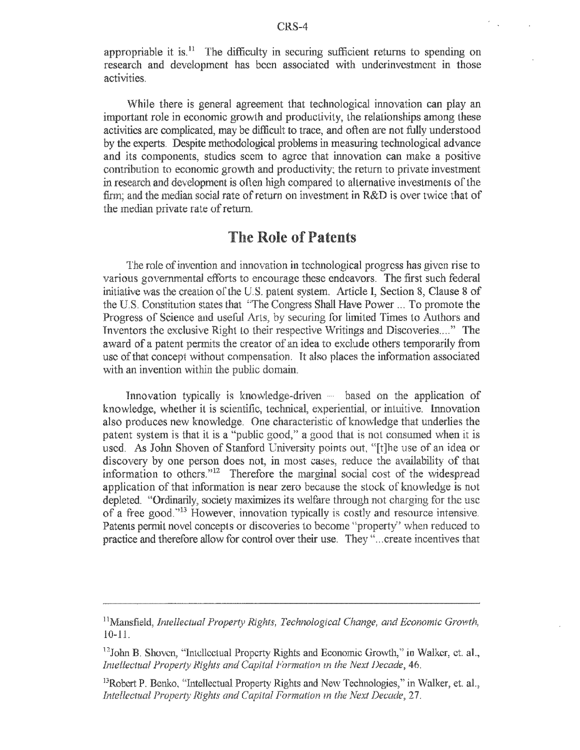appropriable it is.[11] The difficulty in securing sufficient returns to spending on research and development has been associated with underinvestment in those activities.

While there is general agreement that technological innovation can play an important role in economic growth and productivity, the relationships among these activities are complicated, may be difficult to trace, and often are not fully understood by the experts. Despite methodological problems in measuring technological advance and its components, studies seem to agree that innovation can make a positive contribution to economic growth and productivity; the return to private investment in research and development is often high compared to alternative investments of the firm; and the median social rate of return on investment in R&D is over twice that of the median private rate of return.

## The Role of Patents

The role of invention and innovation in technological progress has given rise to various governmental efforts to encourage these endeavors. The first such federal initiative was the creation of the U.S. patent system. Article I, Section 8, Clause 8 of the U.S. Constitution states that "The Congress Shall Have Power ... To promote the Progress of Science and useful Arts, by securing for limited Times to Authors and Inventors the exclusive Right to their respective Writings and Discoveries...." The award of a patent permits the creator of an idea to exclude others temporarily from use of that concept without compensation. It also places the information associated with an invention within the public domain.

Innovation typically is knowledge-driven — based on the application of knowledge, whether it is scientific, technical, experiential, or intuitive. Innovation also produces new knowledge. One characteristic of knowledge that underlies the patent system is that it is a "public good," a good that is not consumed when it is used. As John Shoven of Stanford University points out, "[t]he use of an idea or discovery by one person does not, in most cases, reduce the availability of that information to others."[12] Therefore the marginal social cost of the widespread application of that information is near zero because the stock of knowledge is not depleted. "Ordinarily, society maximizes its welfare through not charging for the use of a free good."[13] However, innovation typically is costly and resource intensive. Patents permit novel concepts or discoveries to become "property" when reduced to practice and therefore allow for control over their use. They "...create incentives that

---

[11] Mansfield, *Intellectual Property Rights, Technological Change, and Economic Growth*, 10-11.

[12] John B. Shoven, "Intellectual Property Rights and Economic Growth," in Walker, et. al., *Intellectual Property Rights and Capital Formation in the Next Decade*, 46.

[13] Robert P. Benko, "Intellectual Property Rights and New Technologies," in Walker, et. al., *Intellectual Property Rights and Capital Formation in the Next Decade*, 27.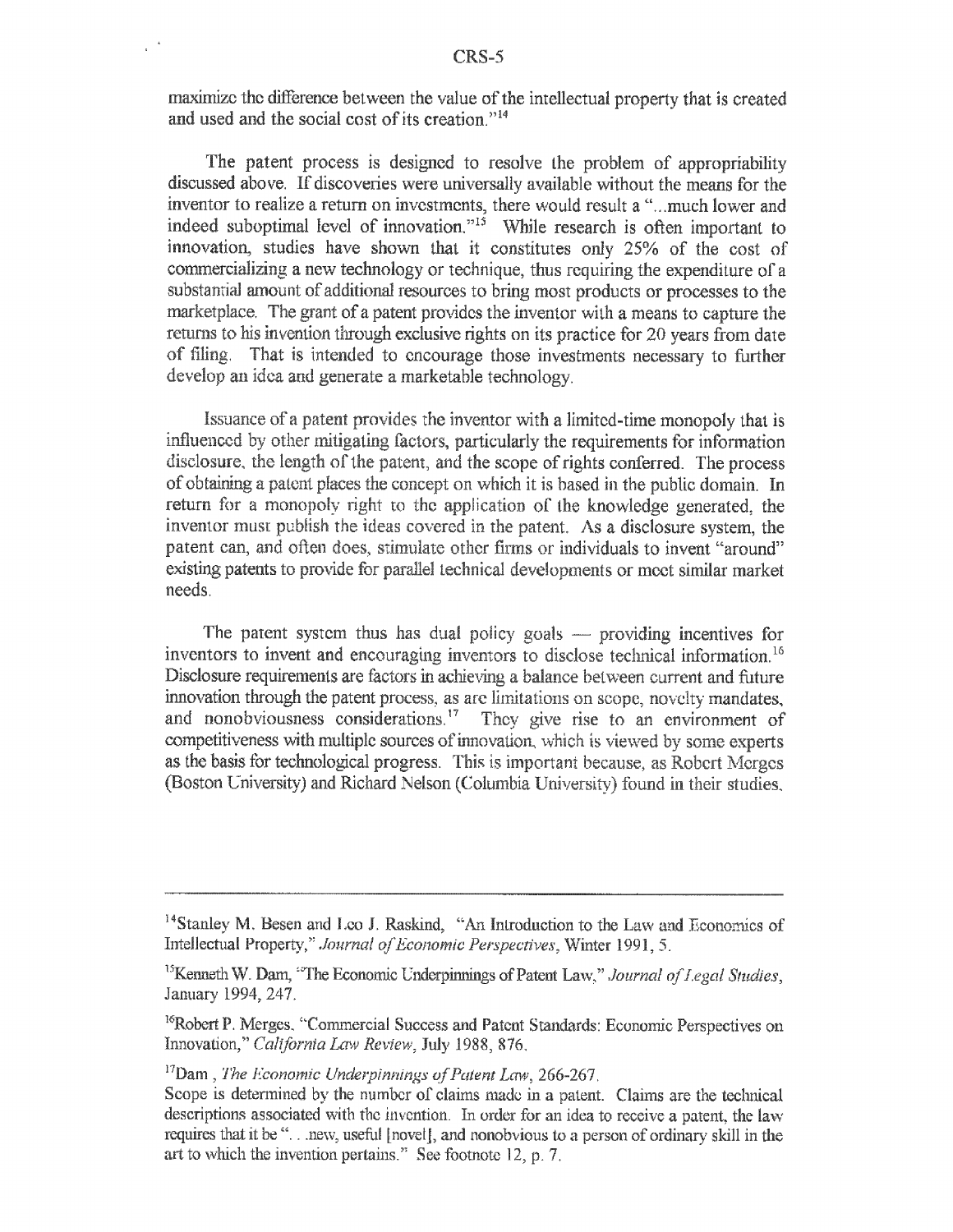maximize the difference between the value of the intellectual property that is created and used and the social cost of its creation."[14]

The patent process is designed to resolve the problem of appropriability discussed above. If discoveries were universally available without the means for the inventor to realize a return on investments, there would result a "...much lower and indeed suboptimal level of innovation."[15] While research is often important to innovation, studies have shown that it constitutes only 25% of the cost of commercializing a new technology or technique, thus requiring the expenditure of a substantial amount of additional resources to bring most products or processes to the marketplace. The grant of a patent provides the inventor with a means to capture the returns to his invention through exclusive rights on its practice for 20 years from date of filing. That is intended to encourage those investments necessary to further develop an idea and generate a marketable technology.

Issuance of a patent provides the inventor with a limited-time monopoly that is influenced by other mitigating factors, particularly the requirements for information disclosure, the length of the patent, and the scope of rights conferred. The process of obtaining a patent places the concept on which it is based in the public domain. In return for a monopoly right to the application of the knowledge generated, the inventor must publish the ideas covered in the patent. As a disclosure system, the patent can, and often does, stimulate other firms or individuals to invent "around" existing patents to provide for parallel technical developments or meet similar market needs.

The patent system thus has dual policy goals — providing incentives for inventors to invent and encouraging inventors to disclose technical information.[16] Disclosure requirements are factors in achieving a balance between current and future innovation through the patent process, as are limitations on scope, novelty mandates, and nonobviousness considerations.[17] They give rise to an environment of competitiveness with multiple sources of innovation, which is viewed by some experts as the basis for technological progress. This is important because, as Robert Merges (Boston University) and Richard Nelson (Columbia University) found in their studies,

---

[14]Stanley M. Besen and Leo J. Raskind, "An Introduction to the Law and Economics of Intellectual Property," *Journal of Economic Perspectives*, Winter 1991, 5.

[15]Kenneth W. Dam, "The Economic Underpinnings of Patent Law," *Journal of Legal Studies*, January 1994, 247.

[16]Robert P. Merges, "Commercial Success and Patent Standards: Economic Perspectives on Innovation," *California Law Review*, July 1988, 876.

[17]Dam , *The Economic Underpinnings of Patent Law*, 266-267.
Scope is determined by the number of claims made in a patent. Claims are the technical descriptions associated with the invention. In order for an idea to receive a patent, the law requires that it be ". . .new, useful [novel], and nonobvious to a person of ordinary skill in the art to which the invention pertains." See footnote 12, p. 7.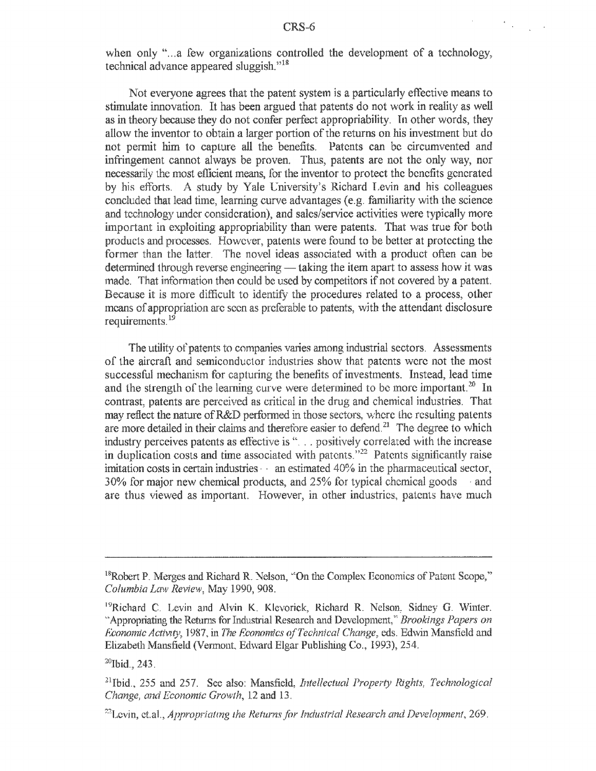when only "...a few organizations controlled the development of a technology, technical advance appeared sluggish."[18]

Not everyone agrees that the patent system is a particularly effective means to stimulate innovation. It has been argued that patents do not work in reality as well as in theory because they do not confer perfect appropriability. In other words, they allow the inventor to obtain a larger portion of the returns on his investment but do not permit him to capture all the benefits. Patents can be circumvented and infringement cannot always be proven. Thus, patents are not the only way, nor necessarily the most efficient means, for the inventor to protect the benefits generated by his efforts. A study by Yale University's Richard Levin and his colleagues concluded that lead time, learning curve advantages (e.g. familiarity with the science and technology under consideration), and sales/service activities were typically more important in exploiting appropriability than were patents. That was true for both products and processes. However, patents were found to be better at protecting the former than the latter. The novel ideas associated with a product often can be determined through reverse engineering — taking the item apart to assess how it was made. That information then could be used by competitors if not covered by a patent. Because it is more difficult to identify the procedures related to a process, other means of appropriation are seen as preferable to patents, with the attendant disclosure requirements.[19]

The utility of patents to companies varies among industrial sectors. Assessments of the aircraft and semiconductor industries show that patents were not the most successful mechanism for capturing the benefits of investments. Instead, lead time and the strength of the learning curve were determined to be more important.[20] In contrast, patents are perceived as critical in the drug and chemical industries. That may reflect the nature of R&D performed in those sectors, where the resulting patents are more detailed in their claims and therefore easier to defend.[21] The degree to which industry perceives patents as effective is ". . . positively correlated with the increase in duplication costs and time associated with patents."[22] Patents significantly raise imitation costs in certain industries -- an estimated 40% in the pharmaceutical sector, 30% for major new chemical products, and 25% for typical chemical goods -- and are thus viewed as important. However, in other industries, patents have much

---

[18] Robert P. Merges and Richard R. Nelson, "On the Complex Economics of Patent Scope," *Columbia Law Review*, May 1990, 908.

[19] Richard C. Levin and Alvin K. Klevorick, Richard R. Nelson, Sidney G. Winter. "Appropriating the Returns for Industrial Research and Development," *Brookings Papers on Economic Activity*, 1987, in *The Economics of Technical Change*, eds. Edwin Mansfield and Elizabeth Mansfield (Vermont, Edward Elgar Publishing Co., 1993), 254.

[20] Ibid., 243.

[21] Ibid., 255 and 257. See also: Mansfield, *Intellectual Property Rights, Technological Change, and Economic Growth*, 12 and 13.

[22] Levin, et.al., *Appropriating the Returns for Industrial Research and Development*, 269.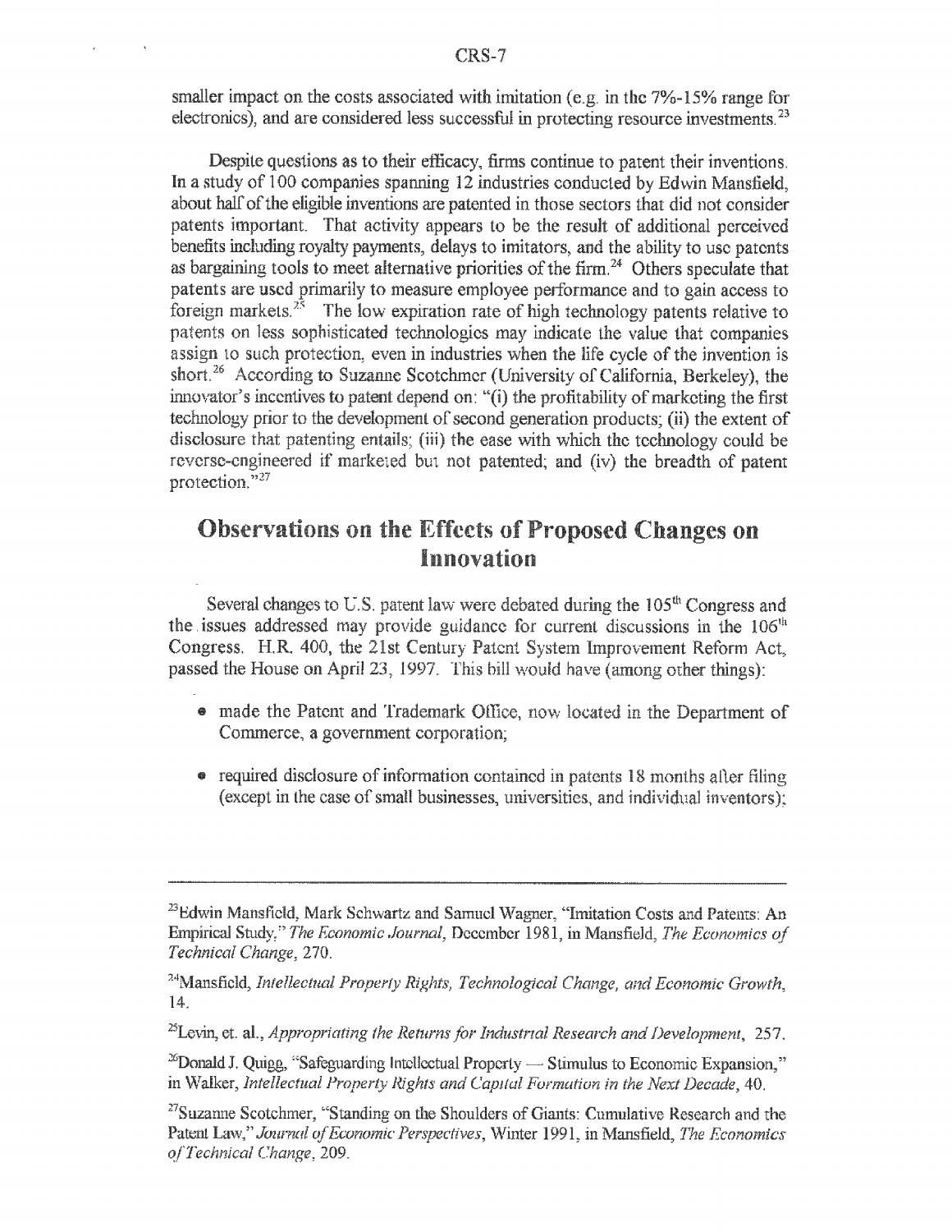smaller impact on the costs associated with imitation (e.g. in the 7%-15% range for electronics), and are considered less successful in protecting resource investments.[23]

Despite questions as to their efficacy, firms continue to patent their inventions. In a study of 100 companies spanning 12 industries conducted by Edwin Mansfield, about half of the eligible inventions are patented in those sectors that did not consider patents important. That activity appears to be the result of additional perceived benefits including royalty payments, delays to imitators, and the ability to use patents as bargaining tools to meet alternative priorities of the firm.[24] Others speculate that patents are used primarily to measure employee performance and to gain access to foreign markets.[25] The low expiration rate of high technology patents relative to patents on less sophisticated technologies may indicate the value that companies assign to such protection, even in industries when the life cycle of the invention is short.[26] According to Suzanne Scotchmer (University of California, Berkeley), the innovator's incentives to patent depend on: "(i) the profitability of marketing the first technology prior to the development of second generation products; (ii) the extent of disclosure that patenting entails; (iii) the ease with which the technology could be reverse-engineered if marketed but not patented; and (iv) the breadth of patent protection."[27]

## Observations on the Effects of Proposed Changes on Innovation

Several changes to U.S. patent law were debated during the 105[th] Congress and the issues addressed may provide guidance for current discussions in the 106[th] Congress. H.R. 400, the 21st Century Patent System Improvement Reform Act, passed the House on April 23, 1997. This bill would have (among other things):

- made the Patent and Trademark Office, now located in the Department of Commerce, a government corporation;
- required disclosure of information contained in patents 18 months after filing (except in the case of small businesses, universities, and individual inventors);

---

[23]Edwin Mansfield, Mark Schwartz and Samuel Wagner, "Imitation Costs and Patents: An Empirical Study," *The Economic Journal*, December 1981, in Mansfield, *The Economics of Technical Change*, 270.

[24]Mansfield, *Intellectual Property Rights, Technological Change, and Economic Growth*, 14.

[25]Levin, et. al., *Appropriating the Returns for Industrial Research and Development*, 257.

[26]Donald J. Quigg, "Safeguarding Intellectual Property — Stimulus to Economic Expansion," in Walker, *Intellectual Property Rights and Capital Formation in the Next Decade*, 40.

[27]Suzanne Scotchmer, "Standing on the Shoulders of Giants: Cumulative Research and the Patent Law," *Journal of Economic Perspectives*, Winter 1991, in Mansfield, *The Economics of Technical Change*, 209.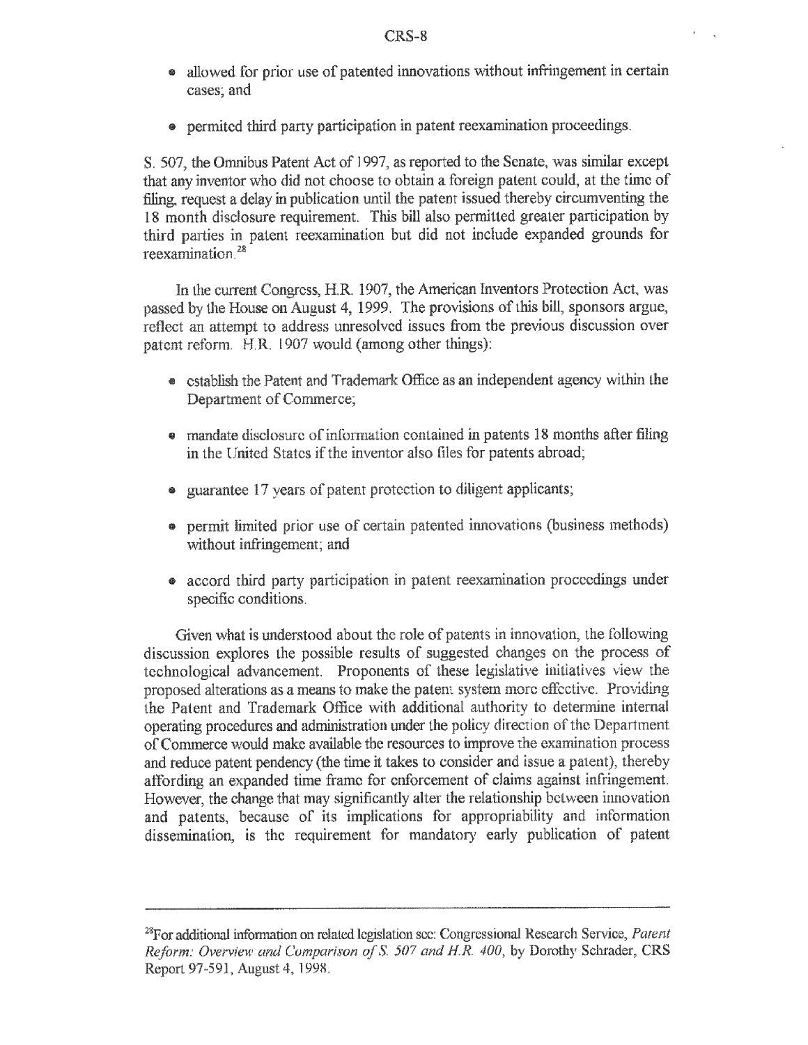- allowed for prior use of patented innovations without infringement in certain cases; and

- permited third party participation in patent reexamination proceedings.

S. 507, the Omnibus Patent Act of 1997, as reported to the Senate, was similar except that any inventor who did not choose to obtain a foreign patent could, at the time of filing, request a delay in publication until the patent issued thereby circumventing the 18 month disclosure requirement. This bill also permitted greater participation by third parties in patent reexamination but did not include expanded grounds for reexamination.[28]

In the current Congress, H.R. 1907, the American Inventors Protection Act, was passed by the House on August 4, 1999. The provisions of this bill, sponsors argue, reflect an attempt to address unresolved issues from the previous discussion over patent reform. H.R. 1907 would (among other things):

- establish the Patent and Trademark Office as an independent agency within the Department of Commerce;

- mandate disclosure of information contained in patents 18 months after filing in the United States if the inventor also files for patents abroad;

- guarantee 17 years of patent protection to diligent applicants;

- permit limited prior use of certain patented innovations (business methods) without infringement; and

- accord third party participation in patent reexamination proceedings under specific conditions.

Given what is understood about the role of patents in innovation, the following discussion explores the possible results of suggested changes on the process of technological advancement. Proponents of these legislative initiatives view the proposed alterations as a means to make the patent system more effective. Providing the Patent and Trademark Office with additional authority to determine internal operating procedures and administration under the policy direction of the Department of Commerce would make available the resources to improve the examination process and reduce patent pendency (the time it takes to consider and issue a patent), thereby affording an expanded time frame for enforcement of claims against infringement. However, the change that may significantly alter the relationship between innovation and patents, because of its implications for appropriability and information dissemination, is the requirement for mandatory early publication of patent

---

[28] For additional information on related legislation see: Congressional Research Service, *Patent Reform: Overview and Comparison of S. 507 and H.R. 400*, by Dorothy Schrader, CRS Report 97-591, August 4, 1998.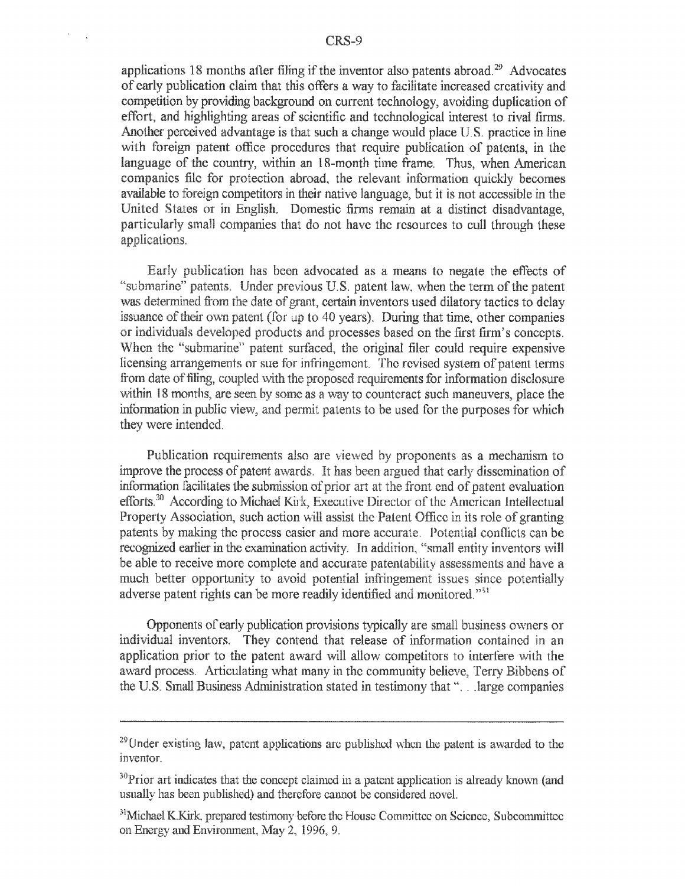applications 18 months after filing if the inventor also patents abroad.[29] Advocates of early publication claim that this offers a way to facilitate increased creativity and competition by providing background on current technology, avoiding duplication of effort, and highlighting areas of scientific and technological interest to rival firms. Another perceived advantage is that such a change would place U.S. practice in line with foreign patent office procedures that require publication of patents, in the language of the country, within an 18-month time frame. Thus, when American companies file for protection abroad, the relevant information quickly becomes available to foreign competitors in their native language, but it is not accessible in the United States or in English. Domestic firms remain at a distinct disadvantage, particularly small companies that do not have the resources to cull through these applications.

Early publication has been advocated as a means to negate the effects of "submarine" patents. Under previous U.S. patent law, when the term of the patent was determined from the date of grant, certain inventors used dilatory tactics to delay issuance of their own patent (for up to 40 years). During that time, other companies or individuals developed products and processes based on the first firm's concepts. When the "submarine" patent surfaced, the original filer could require expensive licensing arrangements or sue for infringement. The revised system of patent terms from date of filing, coupled with the proposed requirements for information disclosure within 18 months, are seen by some as a way to counteract such maneuvers, place the information in public view, and permit patents to be used for the purposes for which they were intended.

Publication requirements also are viewed by proponents as a mechanism to improve the process of patent awards. It has been argued that early dissemination of information facilitates the submission of prior art at the front end of patent evaluation efforts.[30] According to Michael Kirk, Executive Director of the American Intellectual Property Association, such action will assist the Patent Office in its role of granting patents by making the process easier and more accurate. Potential conflicts can be recognized earlier in the examination activity. In addition, "small entity inventors will be able to receive more complete and accurate patentability assessments and have a much better opportunity to avoid potential infringement issues since potentially adverse patent rights can be more readily identified and monitored."[31]

Opponents of early publication provisions typically are small business owners or individual inventors. They contend that release of information contained in an application prior to the patent award will allow competitors to interfere with the award process. Articulating what many in the community believe, Terry Bibbens of the U.S. Small Business Administration stated in testimony that ". . .large companies

---

[29] Under existing law, patent applications are published when the patent is awarded to the inventor.

[30] Prior art indicates that the concept claimed in a patent application is already known (and usually has been published) and therefore cannot be considered novel.

[31] Michael K.Kirk, prepared testimony before the House Committee on Science, Subcommittee on Energy and Environment, May 2, 1996, 9.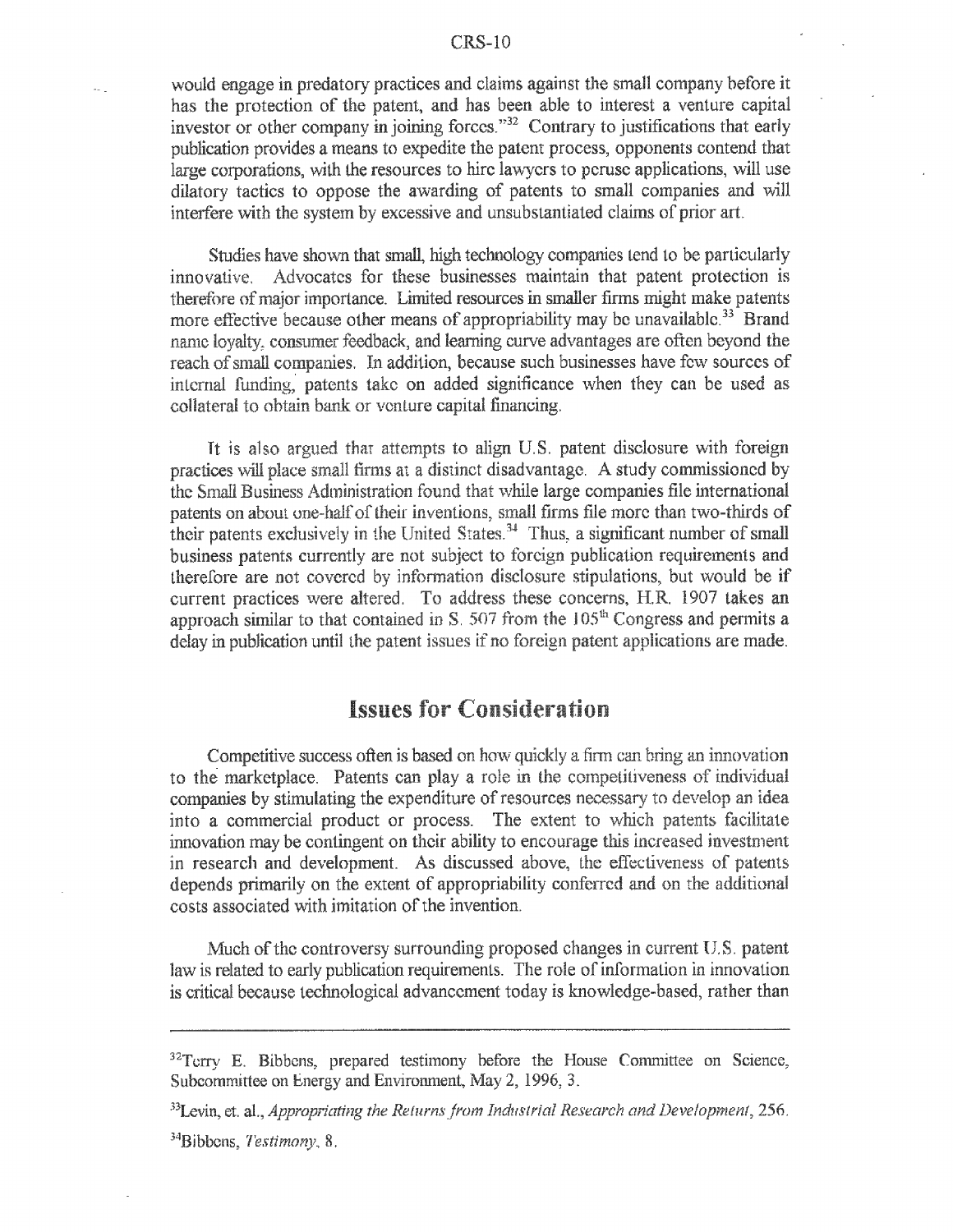would engage in predatory practices and claims against the small company before it has the protection of the patent, and has been able to interest a venture capital investor or other company in joining forces."[32] Contrary to justifications that early publication provides a means to expedite the patent process, opponents contend that large corporations, with the resources to hire lawyers to peruse applications, will use dilatory tactics to oppose the awarding of patents to small companies and will interfere with the system by excessive and unsubstantiated claims of prior art.

Studies have shown that small, high technology companies tend to be particularly innovative. Advocates for these businesses maintain that patent protection is therefore of major importance. Limited resources in smaller firms might make patents more effective because other means of appropriability may be unavailable.[33] Brand name loyalty, consumer feedback, and learning curve advantages are often beyond the reach of small companies. In addition, because such businesses have few sources of internal funding, patents take on added significance when they can be used as collateral to obtain bank or venture capital financing.

It is also argued that attempts to align U.S. patent disclosure with foreign practices will place small firms at a distinct disadvantage. A study commissioned by the Small Business Administration found that while large companies file international patents on about one-half of their inventions, small firms file more than two-thirds of their patents exclusively in the United States.[34] Thus, a significant number of small business patents currently are not subject to foreign publication requirements and therefore are not covered by information disclosure stipulations, but would be if current practices were altered. To address these concerns, H.R. 1907 takes an approach similar to that contained in S. 507 from the 105th Congress and permits a delay in publication until the patent issues if no foreign patent applications are made.

## Issues for Consideration

Competitive success often is based on how quickly a firm can bring an innovation to the marketplace. Patents can play a role in the competitiveness of individual companies by stimulating the expenditure of resources necessary to develop an idea into a commercial product or process. The extent to which patents facilitate innovation may be contingent on their ability to encourage this increased investment in research and development. As discussed above, the effectiveness of patents depends primarily on the extent of appropriability conferred and on the additional costs associated with imitation of the invention.

Much of the controversy surrounding proposed changes in current U.S. patent law is related to early publication requirements. The role of information in innovation is critical because technological advancement today is knowledge-based, rather than

---

[32] Terry E. Bibbens, prepared testimony before the House Committee on Science, Subcommittee on Energy and Environment, May 2, 1996, 3.

[33] Levin, et. al., *Appropriating the Returns from Industrial Research and Development*, 256.

[34] Bibbens, *Testimony*, 8.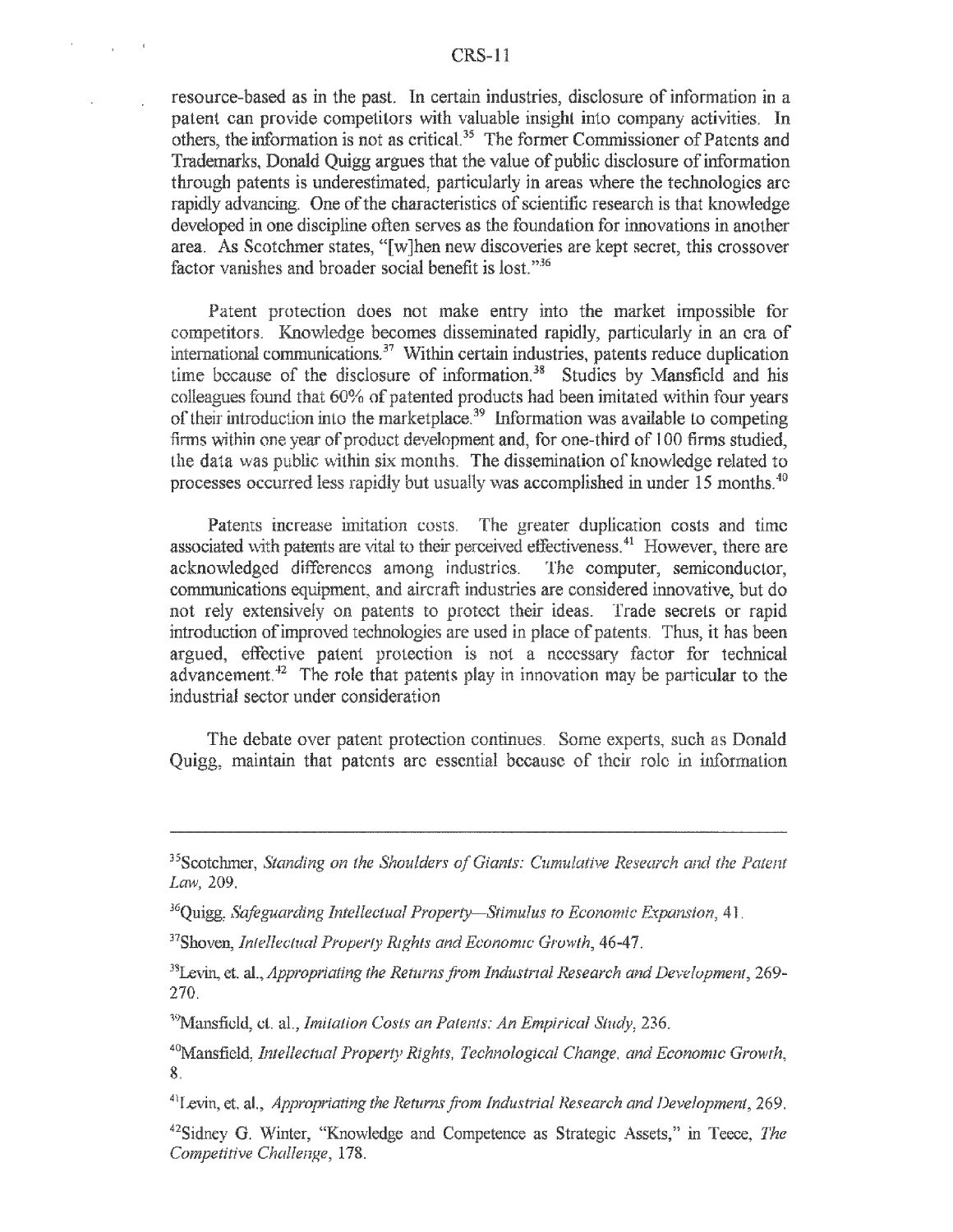resource-based as in the past. In certain industries, disclosure of information in a patent can provide competitors with valuable insight into company activities. In others, the information is not as critical.[35] The former Commissioner of Patents and Trademarks, Donald Quigg argues that the value of public disclosure of information through patents is underestimated, particularly in areas where the technologies are rapidly advancing. One of the characteristics of scientific research is that knowledge developed in one discipline often serves as the foundation for innovations in another area. As Scotchmer states, "[w]hen new discoveries are kept secret, this crossover factor vanishes and broader social benefit is lost."[36]

Patent protection does not make entry into the market impossible for competitors. Knowledge becomes disseminated rapidly, particularly in an era of international communications.[37] Within certain industries, patents reduce duplication time because of the disclosure of information.[38] Studies by Mansfield and his colleagues found that 60% of patented products had been imitated within four years of their introduction into the marketplace.[39] Information was available to competing firms within one year of product development and, for one-third of 100 firms studied, the data was public within six months. The dissemination of knowledge related to processes occurred less rapidly but usually was accomplished in under 15 months.[40]

Patents increase imitation costs. The greater duplication costs and time associated with patents are vital to their perceived effectiveness.[41] However, there are acknowledged differences among industries. The computer, semiconductor, communications equipment, and aircraft industries are considered innovative, but do not rely extensively on patents to protect their ideas. Trade secrets or rapid introduction of improved technologies are used in place of patents. Thus, it has been argued, effective patent protection is not a necessary factor for technical advancement.[42] The role that patents play in innovation may be particular to the industrial sector under consideration

The debate over patent protection continues. Some experts, such as Donald Quigg, maintain that patents are essential because of their role in information

---

[35]Scotchmer, *Standing on the Shoulders of Giants: Cumulative Research and the Patent Law*, 209.

[36]Quigg, *Safeguarding Intellectual Property—Stimulus to Economic Expansion*, 41.

[37]Shoven, *Intellectual Property Rights and Economic Growth*, 46-47.

[38]Levin, et. al., *Appropriating the Returns from Industrial Research and Development*, 269-270.

[39]Mansfield, et. al., *Imitation Costs an Patents: An Empirical Study*, 236.

[40]Mansfield, *Intellectual Property Rights, Technological Change, and Economic Growth*, 8.

[41]Levin, et. al., *Appropriating the Returns from Industrial Research and Development*, 269.

[42]Sidney G. Winter, "Knowledge and Competence as Strategic Assets," in Teece, *The Competitive Challenge*, 178.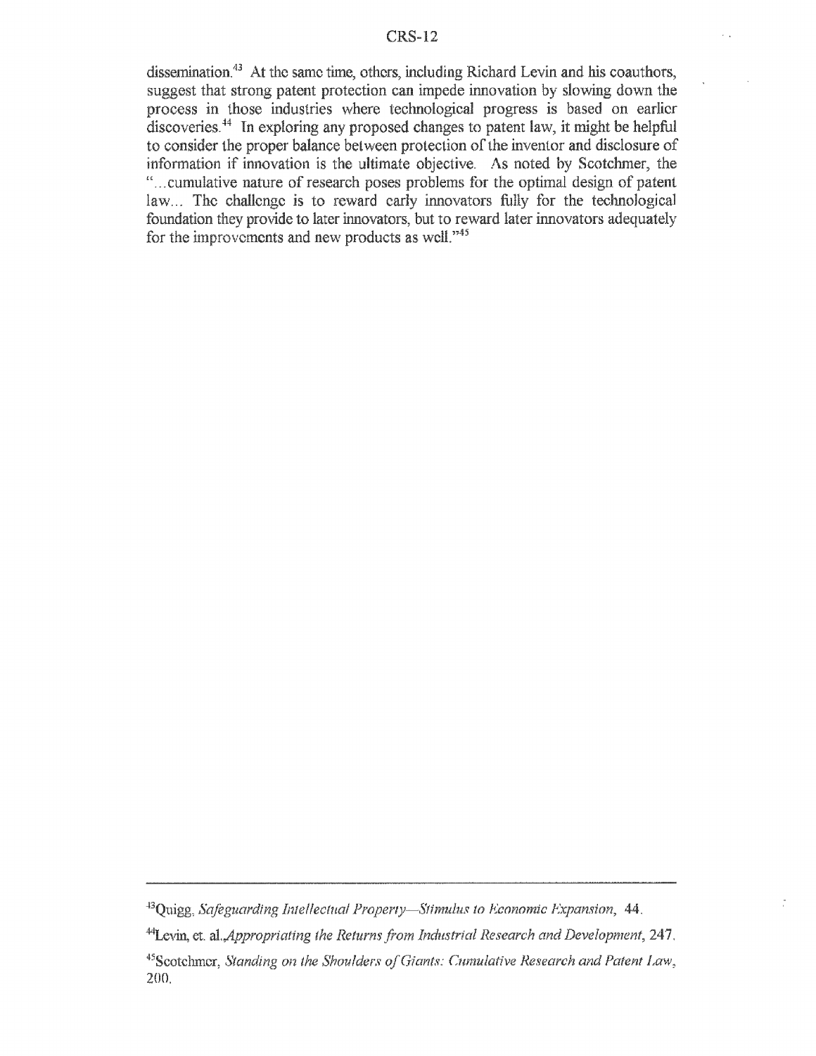dissemination.[43] At the same time, others, including Richard Levin and his coauthors, suggest that strong patent protection can impede innovation by slowing down the process in those industries where technological progress is based on earlier discoveries.[44] In exploring any proposed changes to patent law, it might be helpful to consider the proper balance between protection of the inventor and disclosure of information if innovation is the ultimate objective. As noted by Scotchmer, the "...cumulative nature of research poses problems for the optimal design of patent law... The challenge is to reward early innovators fully for the technological foundation they provide to later innovators, but to reward later innovators adequately for the improvements and new products as well."[45]

---

[43]Quigg, *Safeguarding Intellectual Property—Stimulus to Economic Expansion*, 44.

[44]Levin, et. al.,*Appropriating the Returns from Industrial Research and Development*, 247.

[45]Scotchmer, *Standing on the Shoulders of Giants: Cumulative Research and Patent Law*, 200.